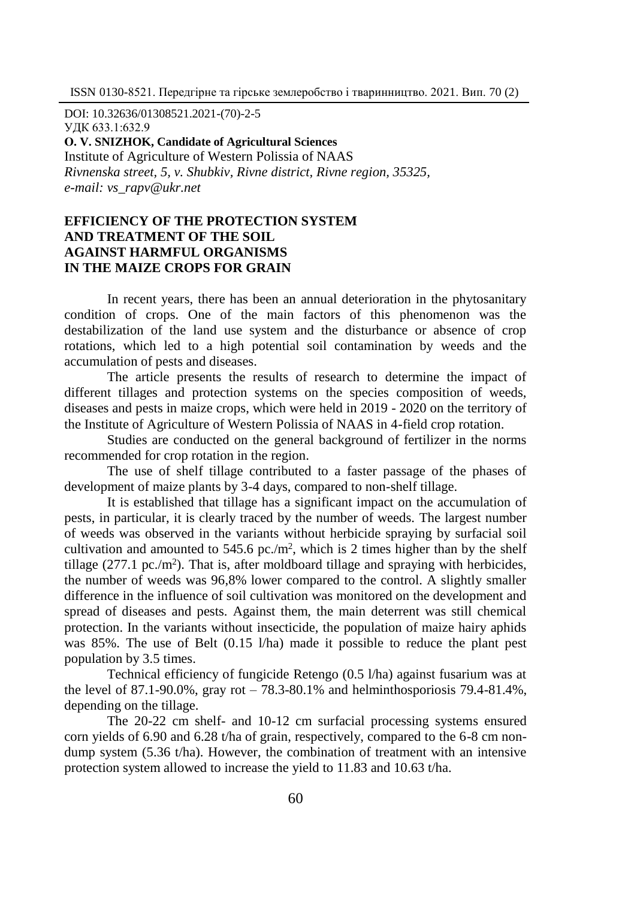DOI: 10.32636/01308521.2021-(70)-2-5
УДК 633.1:632.9
**O. V. SNIZHOK, Candidate of Agricultural Sciences**
Institute of Agriculture of Western Polissia of NAAS
*Rivnenska street, 5, v. Shubkiv, Rivne district, Rivne region, 35325,*
*e-mail: vs_rapv@ukr.net*

# EFFICIENCY OF THE PROTECTION SYSTEM AND TREATMENT OF THE SOIL AGAINST HARMFUL ORGANISMS IN THE MAIZE CROPS FOR GRAIN

In recent years, there has been an annual deterioration in the phytosanitary condition of crops. One of the main factors of this phenomenon was the destabilization of the land use system and the disturbance or absence of crop rotations, which led to a high potential soil contamination by weeds and the accumulation of pests and diseases.

The article presents the results of research to determine the impact of different tillages and protection systems on the species composition of weeds, diseases and pests in maize crops, which were held in 2019 - 2020 on the territory of the Institute of Agriculture of Western Polissia of NAAS in 4-field crop rotation.

Studies are conducted on the general background of fertilizer in the norms recommended for crop rotation in the region.

The use of shelf tillage contributed to a faster passage of the phases of development of maize plants by 3-4 days, compared to non-shelf tillage.

It is established that tillage has a significant impact on the accumulation of pests, in particular, it is clearly traced by the number of weeds. The largest number of weeds was observed in the variants without herbicide spraying by surfacial soil cultivation and amounted to 545.6 pc./m$^2$, which is 2 times higher than by the shelf tillage (277.1 pc./m$^2$). That is, after moldboard tillage and spraying with herbicides, the number of weeds was 96,8% lower compared to the control. A slightly smaller difference in the influence of soil cultivation was monitored on the development and spread of diseases and pests. Against them, the main deterrent was still chemical protection. In the variants without insecticide, the population of maize hairy aphids was 85%. The use of Belt (0.15 l/ha) made it possible to reduce the plant pest population by 3.5 times.

Technical efficiency of fungicide Retengo (0.5 l/ha) against fusarium was at the level of 87.1-90.0%, gray rot – 78.3-80.1% and helminthosporiosis 79.4-81.4%, depending on the tillage.

The 20-22 cm shelf- and 10-12 cm surfacial processing systems ensured corn yields of 6.90 and 6.28 t/ha of grain, respectively, compared to the 6-8 cm non-dump system (5.36 t/ha). However, the combination of treatment with an intensive protection system allowed to increase the yield to 11.83 and 10.63 t/ha.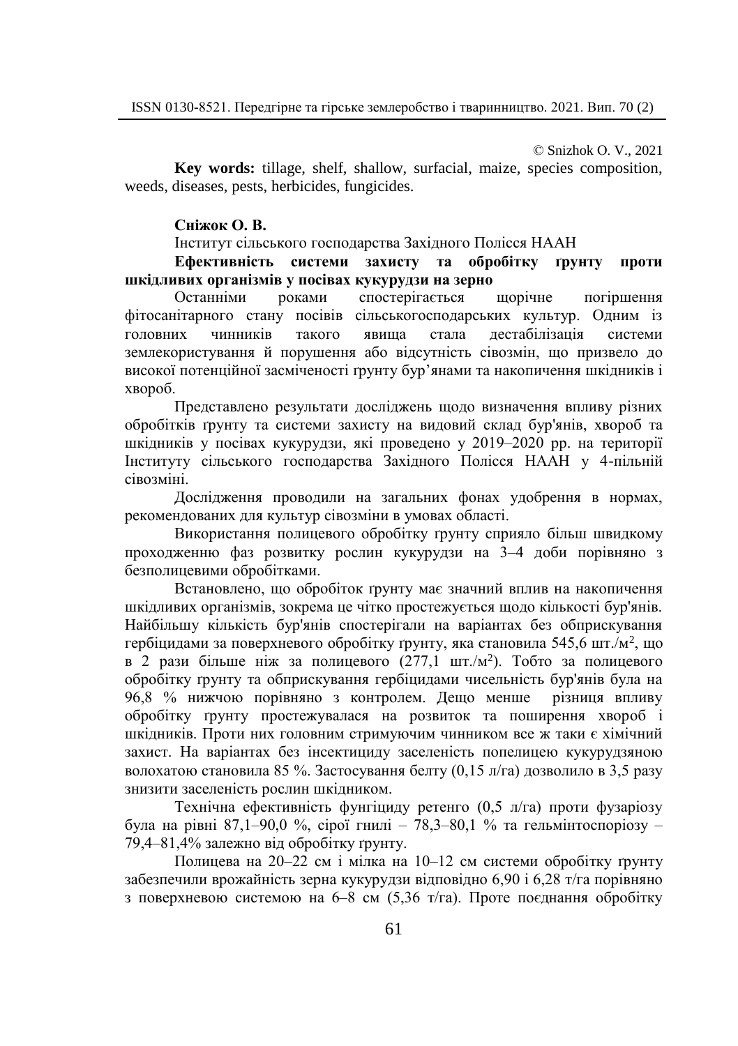© Snizhok O. V., 2021

**Key words:** tillage, shelf, shallow, surfacial, maize, species composition, weeds, diseases, pests, herbicides, fungicides.

**Сніжок О. В.**

Інститут сільського господарства Західного Полісся НААН

**Ефективність системи захисту та обробітку ґрунту проти шкідливих організмів у посівах кукурудзи на зерно**

Останніми роками спостерігається щорічне погіршення фітосанітарного стану посівів сільськогосподарських культур. Одним із головних чинників такого явища стала дестабілізація системи землекористування й порушення або відсутність сівозмін, що призвело до високої потенційної засміченості ґрунту бур'янами та накопичення шкідників і хвороб.

Представлено результати досліджень щодо визначення впливу різних обробітків ґрунту та системи захисту на видовий склад бур'янів, хвороб та шкідників у посівах кукурудзи, які проведено у 2019–2020 рр. на території Інституту сільського господарства Західного Полісся НААН у 4-пільній сівозміні.

Дослідження проводили на загальних фонах удобрення в нормах, рекомендованих для культур сівозміни в умовах області.

Використання полицевого обробітку ґрунту сприяло більш швидкому проходженню фаз розвитку рослин кукурудзи на 3–4 доби порівняно з безполицевими обробітками.

Встановлено, що обробіток ґрунту має значний вплив на накопичення шкідливих організмів, зокрема це чітко простежується щодо кількості бур'янів. Найбільшу кількість бур'янів спостерігали на варіантах без обприскування гербіцидами за поверхневого обробітку ґрунту, яка становила 545,6 шт./м$^2$, що в 2 рази більше ніж за полицевого (277,1 шт./м$^2$). Тобто за полицевого обробітку ґрунту та обприскування гербіцидами чисельність бур'янів була на 96,8 % нижчою порівняно з контролем. Дещо менше різниця впливу обробітку ґрунту простежувалася на розвиток та поширення хвороб і шкідників. Проти них головним стримуючим чинником все ж таки є хімічний захист. На варіантах без інсектициду заселеність попелицею кукурудзяною волохатою становила 85 %. Застосування белту (0,15 л/га) дозволило в 3,5 разу знизити заселеність рослин шкідником.

Технічна ефективність фунгіциду ретенго (0,5 л/га) проти фузаріозу була на рівні 87,1–90,0 %, сірої гнилі – 78,3–80,1 % та гельмінтоспоріозу – 79,4–81,4% залежно від обробітку ґрунту.

Полицева на 20–22 см і мілка на 10–12 см системи обробітку ґрунту забезпечили врожайність зерна кукурудзи відповідно 6,90 і 6,28 т/га порівняно з поверхневою системою на 6–8 см (5,36 т/га). Проте поєднання обробітку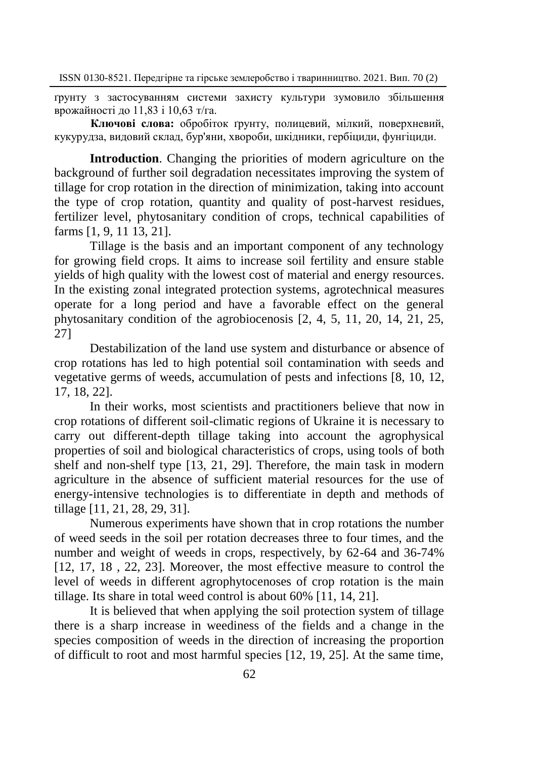ґрунту з застосуванням системи захисту культури зумовило збільшення врожайності до 11,83 і 10,63 т/га.

**Ключові слова:** обробіток ґрунту, полицевий, мілкий, поверхневий, кукурудза, видовий склад, бур'яни, хвороби, шкідники, гербіциди, фунгіциди.

**Introduction**. Changing the priorities of modern agriculture on the background of further soil degradation necessitates improving the system of tillage for crop rotation in the direction of minimization, taking into account the type of crop rotation, quantity and quality of post-harvest residues, fertilizer level, phytosanitary condition of crops, technical capabilities of farms [1, 9, 11 13, 21].

Tillage is the basis and an important component of any technology for growing field crops. It aims to increase soil fertility and ensure stable yields of high quality with the lowest cost of material and energy resources. In the existing zonal integrated protection systems, agrotechnical measures operate for a long period and have a favorable effect on the general phytosanitary condition of the agrobiocenosis [2, 4, 5, 11, 20, 14, 21, 25, 27]

Destabilization of the land use system and disturbance or absence of crop rotations has led to high potential soil contamination with seeds and vegetative germs of weeds, accumulation of pests and infections [8, 10, 12, 17, 18, 22].

In their works, most scientists and practitioners believe that now in crop rotations of different soil-climatic regions of Ukraine it is necessary to carry out different-depth tillage taking into account the agrophysical properties of soil and biological characteristics of crops, using tools of both shelf and non-shelf type [13, 21, 29]. Therefore, the main task in modern agriculture in the absence of sufficient material resources for the use of energy-intensive technologies is to differentiate in depth and methods of tillage [11, 21, 28, 29, 31].

Numerous experiments have shown that in crop rotations the number of weed seeds in the soil per rotation decreases three to four times, and the number and weight of weeds in crops, respectively, by 62-64 and 36-74% [12, 17, 18 , 22, 23]. Moreover, the most effective measure to control the level of weeds in different agrophytocenoses of crop rotation is the main tillage. Its share in total weed control is about 60% [11, 14, 21].

It is believed that when applying the soil protection system of tillage there is a sharp increase in weediness of the fields and a change in the species composition of weeds in the direction of increasing the proportion of difficult to root and most harmful species [12, 19, 25]. At the same time,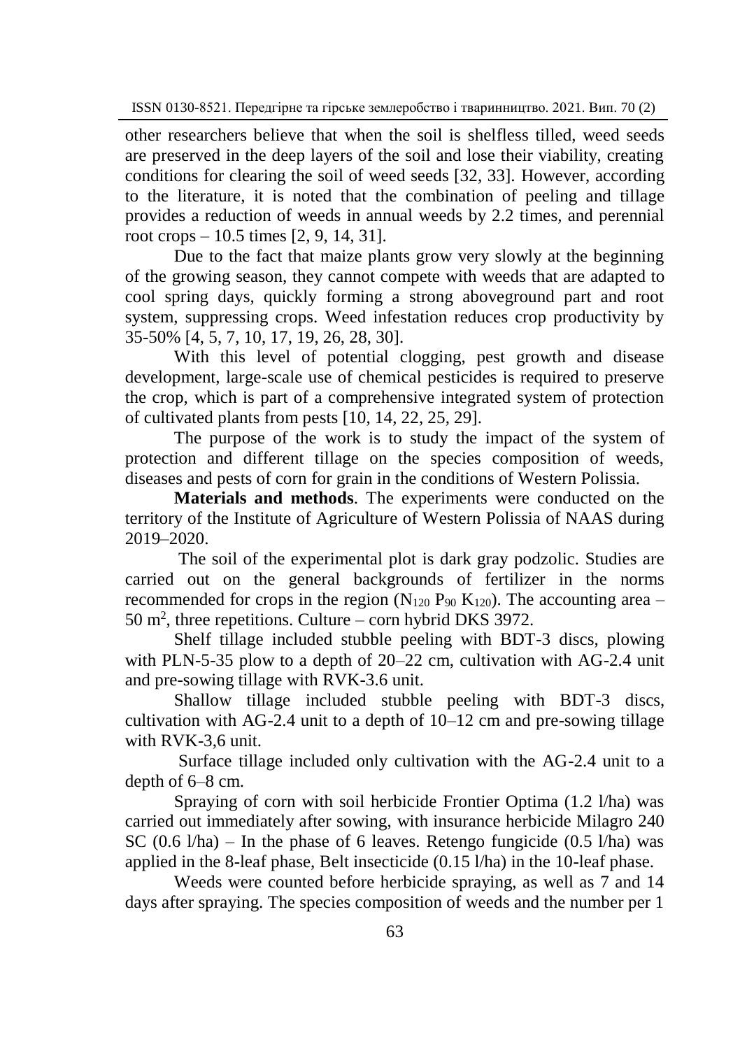other researchers believe that when the soil is shelfless tilled, weed seeds are preserved in the deep layers of the soil and lose their viability, creating conditions for clearing the soil of weed seeds [32, 33]. However, according to the literature, it is noted that the combination of peeling and tillage provides a reduction of weeds in annual weeds by 2.2 times, and perennial root crops – 10.5 times [2, 9, 14, 31].

Due to the fact that maize plants grow very slowly at the beginning of the growing season, they cannot compete with weeds that are adapted to cool spring days, quickly forming a strong aboveground part and root system, suppressing crops. Weed infestation reduces crop productivity by 35-50% [4, 5, 7, 10, 17, 19, 26, 28, 30].

With this level of potential clogging, pest growth and disease development, large-scale use of chemical pesticides is required to preserve the crop, which is part of a comprehensive integrated system of protection of cultivated plants from pests [10, 14, 22, 25, 29].

The purpose of the work is to study the impact of the system of protection and different tillage on the species composition of weeds, diseases and pests of corn for grain in the conditions of Western Polissia.

**Materials and methods**. The experiments were conducted on the territory of the Institute of Agriculture of Western Polissia of NAAS during 2019–2020.

The soil of the experimental plot is dark gray podzolic. Studies are carried out on the general backgrounds of fertilizer in the norms recommended for crops in the region ($N_{120}$ $P_{90}$ $K_{120}$). The accounting area – 50 $m^2$, three repetitions. Culture – corn hybrid DKS 3972.

Shelf tillage included stubble peeling with BDT-3 discs, plowing with PLN-5-35 plow to a depth of 20–22 cm, cultivation with AG-2.4 unit and pre-sowing tillage with RVK-3.6 unit.

Shallow tillage included stubble peeling with BDT-3 discs, cultivation with AG-2.4 unit to a depth of 10–12 cm and pre-sowing tillage with RVK-3,6 unit.

Surface tillage included only cultivation with the AG-2.4 unit to a depth of 6–8 cm.

Spraying of corn with soil herbicide Frontier Optima (1.2 l/ha) was carried out immediately after sowing, with insurance herbicide Milagro 240 SC (0.6 l/ha) – In the phase of 6 leaves. Retengo fungicide (0.5 l/ha) was applied in the 8-leaf phase, Belt insecticide (0.15 l/ha) in the 10-leaf phase.

Weeds were counted before herbicide spraying, as well as 7 and 14 days after spraying. The species composition of weeds and the number per 1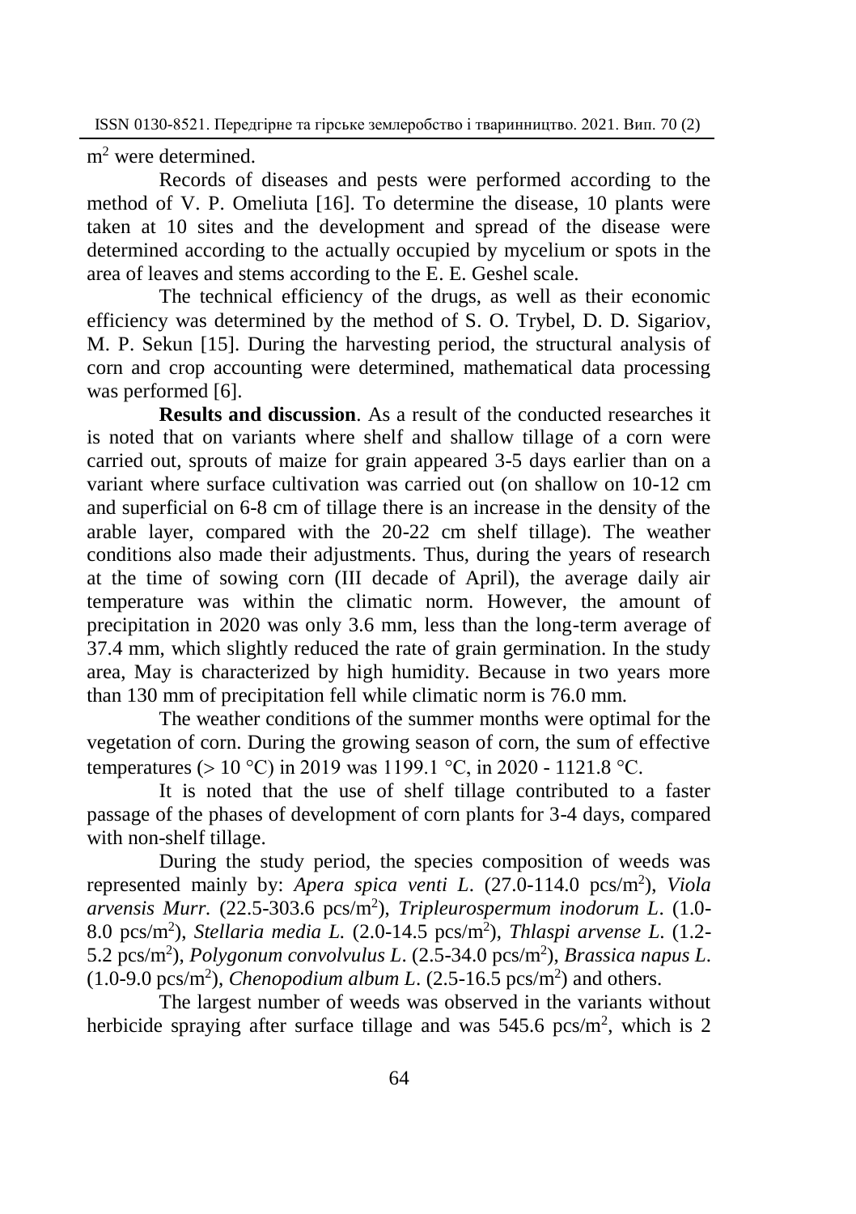m$^2$ were determined.

Records of diseases and pests were performed according to the method of V. P. Omeliuta [16]. To determine the disease, 10 plants were taken at 10 sites and the development and spread of the disease were determined according to the actually occupied by mycelium or spots in the area of leaves and stems according to the E. E. Geshel scale.

The technical efficiency of the drugs, as well as their economic efficiency was determined by the method of S. O. Trybel, D. D. Sigariov, M. P. Sekun [15]. During the harvesting period, the structural analysis of corn and crop accounting were determined, mathematical data processing was performed [6].

**Results and discussion**. As a result of the conducted researches it is noted that on variants where shelf and shallow tillage of a corn were carried out, sprouts of maize for grain appeared 3-5 days earlier than on a variant where surface cultivation was carried out (on shallow on 10-12 cm and superficial on 6-8 cm of tillage there is an increase in the density of the arable layer, compared with the 20-22 cm shelf tillage). The weather conditions also made their adjustments. Thus, during the years of research at the time of sowing corn (III decade of April), the average daily air temperature was within the climatic norm. However, the amount of precipitation in 2020 was only 3.6 mm, less than the long-term average of 37.4 mm, which slightly reduced the rate of grain germination. In the study area, May is characterized by high humidity. Because in two years more than 130 mm of precipitation fell while climatic norm is 76.0 mm.

The weather conditions of the summer months were optimal for the vegetation of corn. During the growing season of corn, the sum of effective temperatures (> 10 °C) in 2019 was 1199.1 °C, in 2020 - 1121.8 °C.

It is noted that the use of shelf tillage contributed to a faster passage of the phases of development of corn plants for 3-4 days, compared with non-shelf tillage.

During the study period, the species composition of weeds was represented mainly by: *Apera spica venti L*. (27.0-114.0 pcs/m$^2$), *Viola arvensis Murr.* (22.5-303.6 pcs/m$^2$), *Tripleurospermum inodorum L*. (1.0-8.0 pcs/m$^2$), *Stellaria media L.* (2.0-14.5 pcs/m$^2$), *Thlaspi arvense L*. (1.2-5.2 pcs/m$^2$), *Polygonum convolvulus L*. (2.5-34.0 pcs/m$^2$), *Brassica napus L*. (1.0-9.0 pcs/m$^2$), *Chenopodium album L*. (2.5-16.5 pcs/m$^2$) and others.

The largest number of weeds was observed in the variants without herbicide spraying after surface tillage and was 545.6 pcs/m$^2$, which is 2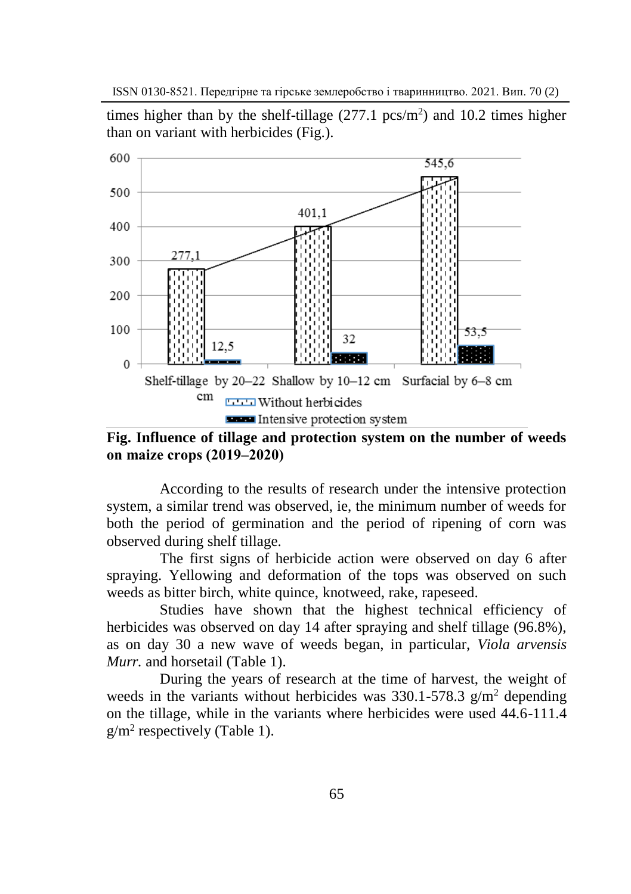times higher than by the shelf-tillage (277.1 pcs/m$^2$) and 10.2 times higher than on variant with herbicides (Fig.).

**Fig. Influence of tillage and protection system on the number of weeds on maize crops (2019–2020)**

According to the results of research under the intensive protection system, a similar trend was observed, ie, the minimum number of weeds for both the period of germination and the period of ripening of corn was observed during shelf tillage.

The first signs of herbicide action were observed on day 6 after spraying. Yellowing and deformation of the tops was observed on such weeds as bitter birch, white quince, knotweed, rake, rapeseed.

Studies have shown that the highest technical efficiency of herbicides was observed on day 14 after spraying and shelf tillage (96.8%), as on day 30 a new wave of weeds began, in particular, *Viola arvensis Murr.* and horsetail (Table 1).

During the years of research at the time of harvest, the weight of weeds in the variants without herbicides was 330.1-578.3 g/m$^2$ depending on the tillage, while in the variants where herbicides were used 44.6-111.4 g/m$^2$ respectively (Table 1).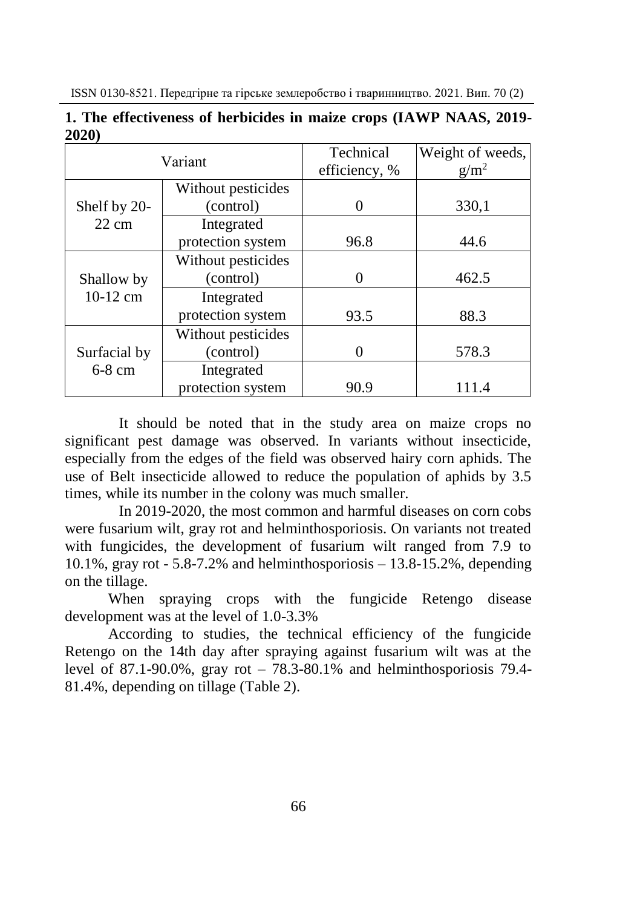**1. The effectiveness of herbicides in maize crops (IAWP NAAS, 2019-2020)**

| Variant | | Technical efficiency, % | Weight of weeds, g/m$^2$ |
|---|---|---|---|
| Shelf by 20-22 cm | Without pesticides (control) | 0 | 330,1 |
| | Integrated protection system | 96.8 | 44.6 |
| Shallow by 10-12 cm | Without pesticides (control) | 0 | 462.5 |
| | Integrated protection system | 93.5 | 88.3 |
| Surfacial by 6-8 cm | Without pesticides (control) | 0 | 578.3 |
| | Integrated protection system | 90.9 | 111.4 |

It should be noted that in the study area on maize crops no significant pest damage was observed. In variants without insecticide, especially from the edges of the field was observed hairy corn aphids. The use of Belt insecticide allowed to reduce the population of aphids by 3.5 times, while its number in the colony was much smaller.

In 2019-2020, the most common and harmful diseases on corn cobs were fusarium wilt, gray rot and helminthosporiosis. On variants not treated with fungicides, the development of fusarium wilt ranged from 7.9 to 10.1%, gray rot - 5.8-7.2% and helminthosporiosis – 13.8-15.2%, depending on the tillage.

When spraying crops with the fungicide Retengo disease development was at the level of 1.0-3.3%

According to studies, the technical efficiency of the fungicide Retengo on the 14th day after spraying against fusarium wilt was at the level of 87.1-90.0%, gray rot – 78.3-80.1% and helminthosporiosis 79.4-81.4%, depending on tillage (Table 2).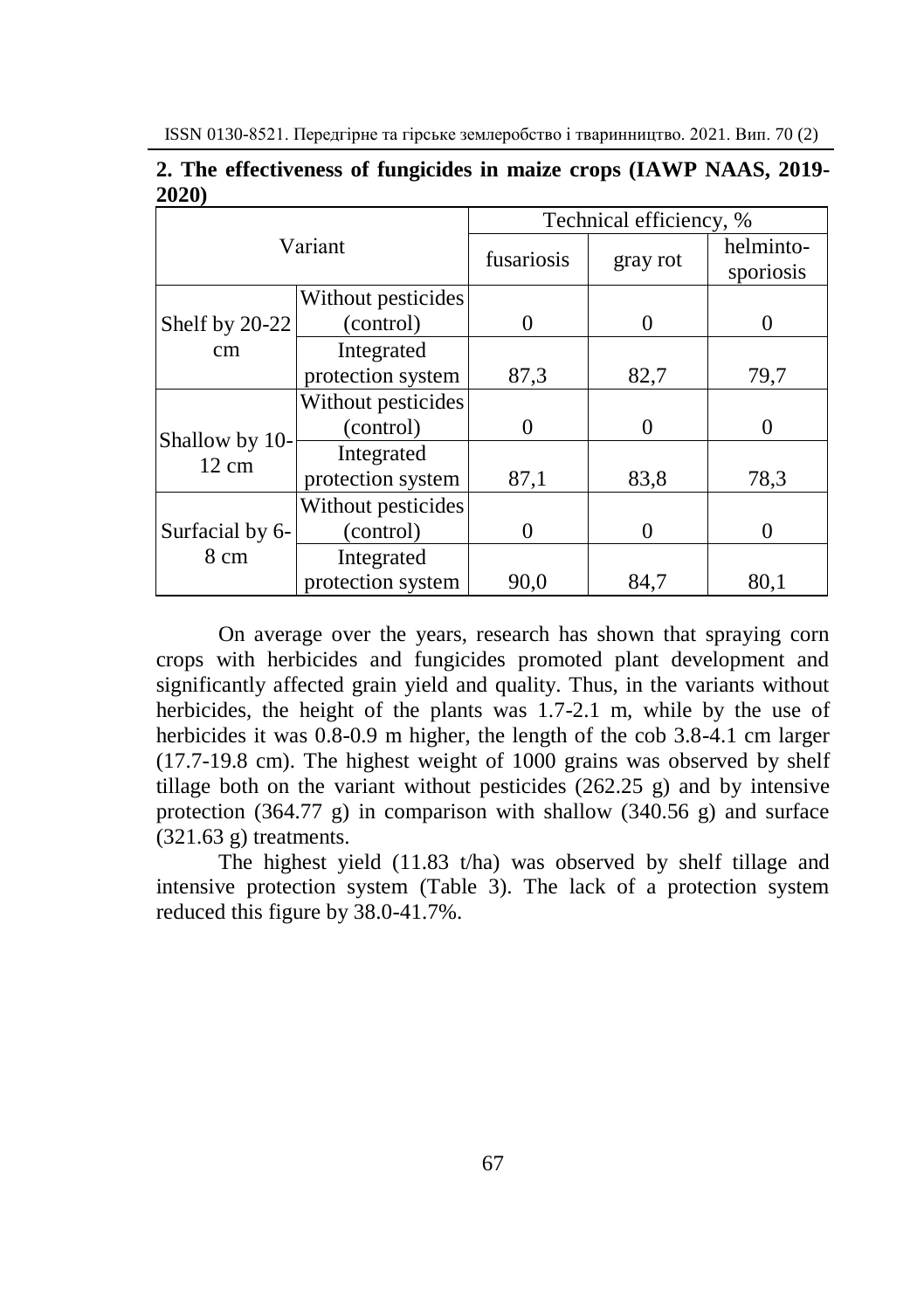**2. The effectiveness of fungicides in maize crops (IAWP NAAS, 2019-2020)**

| Variant | | Technical efficiency, % | | |
|---|---|---|---|---|
| | | fusariosis | gray rot | helminto-sporiosis |
| Shelf by 20-22 cm | Without pesticides (control) | 0 | 0 | 0 |
| | Integrated protection system | 87,3 | 82,7 | 79,7 |
| Shallow by 10-12 cm | Without pesticides (control) | 0 | 0 | 0 |
| | Integrated protection system | 87,1 | 83,8 | 78,3 |
| Surfacial by 6-8 cm | Without pesticides (control) | 0 | 0 | 0 |
| | Integrated protection system | 90,0 | 84,7 | 80,1 |

On average over the years, research has shown that spraying corn crops with herbicides and fungicides promoted plant development and significantly affected grain yield and quality. Thus, in the variants without herbicides, the height of the plants was 1.7-2.1 m, while by the use of herbicides it was 0.8-0.9 m higher, the length of the cob 3.8-4.1 cm larger (17.7-19.8 cm). The highest weight of 1000 grains was observed by shelf tillage both on the variant without pesticides (262.25 g) and by intensive protection (364.77 g) in comparison with shallow (340.56 g) and surface (321.63 g) treatments.

The highest yield (11.83 t/ha) was observed by shelf tillage and intensive protection system (Table 3). The lack of a protection system reduced this figure by 38.0-41.7%.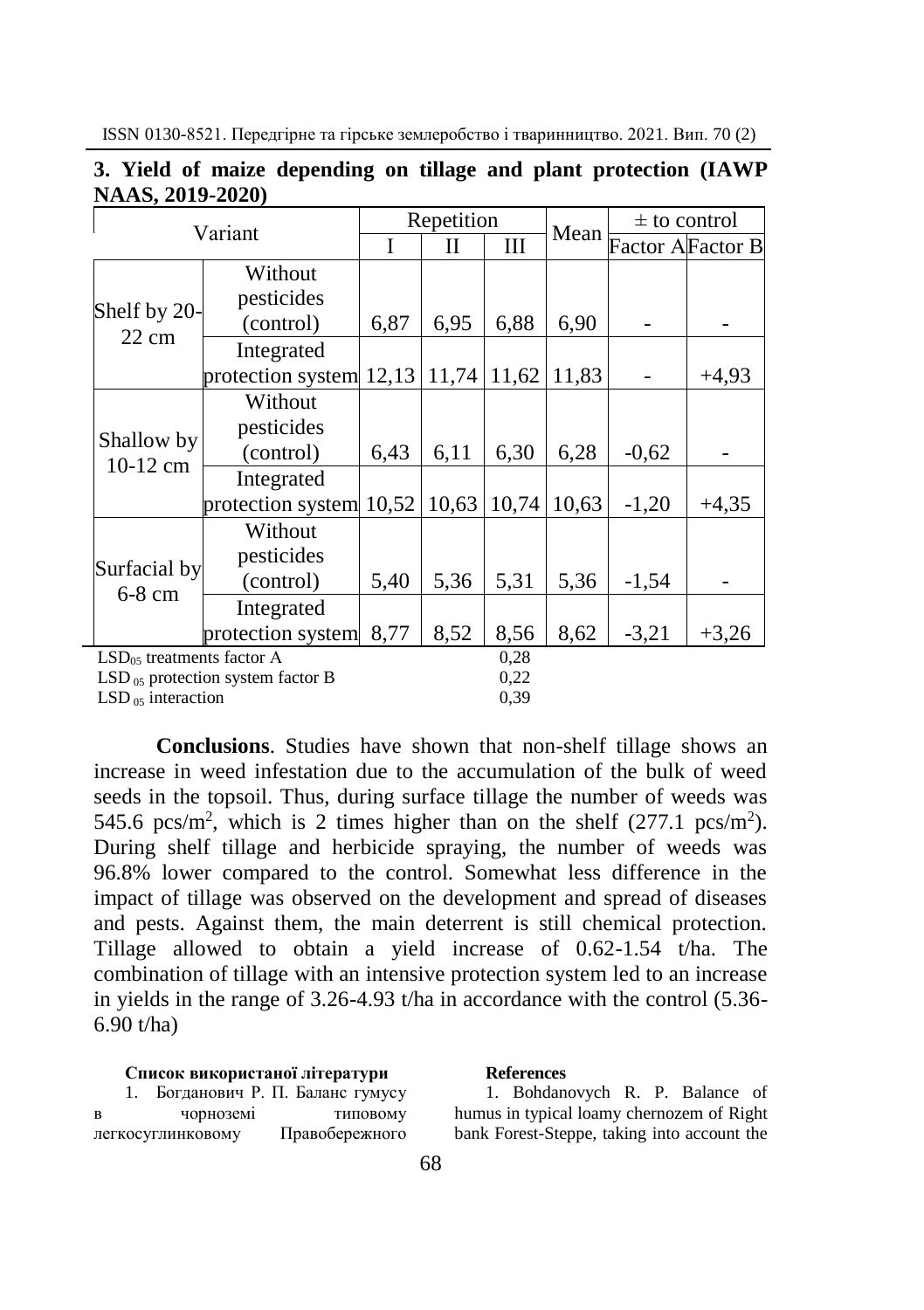**3. Yield of maize depending on tillage and plant protection (IAWP NAAS, 2019-2020)**

| Variant | | Repetition | | | Mean | ± to control | |
|---|---|---|---|---|---|---|---|
| | | I | II | III | | Factor A | Factor B |
| Shelf by 20-22 cm | Without pesticides (control) | 6,87 | 6,95 | 6,88 | 6,90 | - | - |
| | Integrated protection system | 12,13 | 11,74 | 11,62 | 11,83 | - | +4,93 |
| Shallow by 10-12 cm | Without pesticides (control) | 6,43 | 6,11 | 6,30 | 6,28 | -0,62 | - |
| | Integrated protection system | 10,52 | 10,63 | 10,74 | 10,63 | -1,20 | +4,35 |
| Surfacial by 6-8 cm | Without pesticides (control) | 5,40 | 5,36 | 5,31 | 5,36 | -1,54 | - |
| | Integrated protection system | 8,77 | 8,52 | 8,56 | 8,62 | -3,21 | +3,26 |

$LSD_{05}$ treatments factor A 0,28
$LSD_{05}$ protection system factor B 0,22
$LSD_{05}$ interaction 0,39

**Conclusions**. Studies have shown that non-shelf tillage shows an increase in weed infestation due to the accumulation of the bulk of weed seeds in the topsoil. Thus, during surface tillage the number of weeds was 545.6 pcs/m$^2$, which is 2 times higher than on the shelf (277.1 pcs/m$^2$). During shelf tillage and herbicide spraying, the number of weeds was 96.8% lower compared to the control. Somewhat less difference in the impact of tillage was observed on the development and spread of diseases and pests. Against them, the main deterrent is still chemical protection. Tillage allowed to obtain a yield increase of 0.62-1.54 t/ha. The combination of tillage with an intensive protection system led to an increase in yields in the range of 3.26-4.93 t/ha in accordance with the control (5.36-6.90 t/ha)

**Список використаної літератури**

1. Богданович Р. П. Баланс гумусу в чорноземі типовому легкосуглинковому Правобережного

**References**

1. Bohdanovych R. P. Balance of humus in typical loamy chernozem of Right bank Forest-Steppe, taking into account the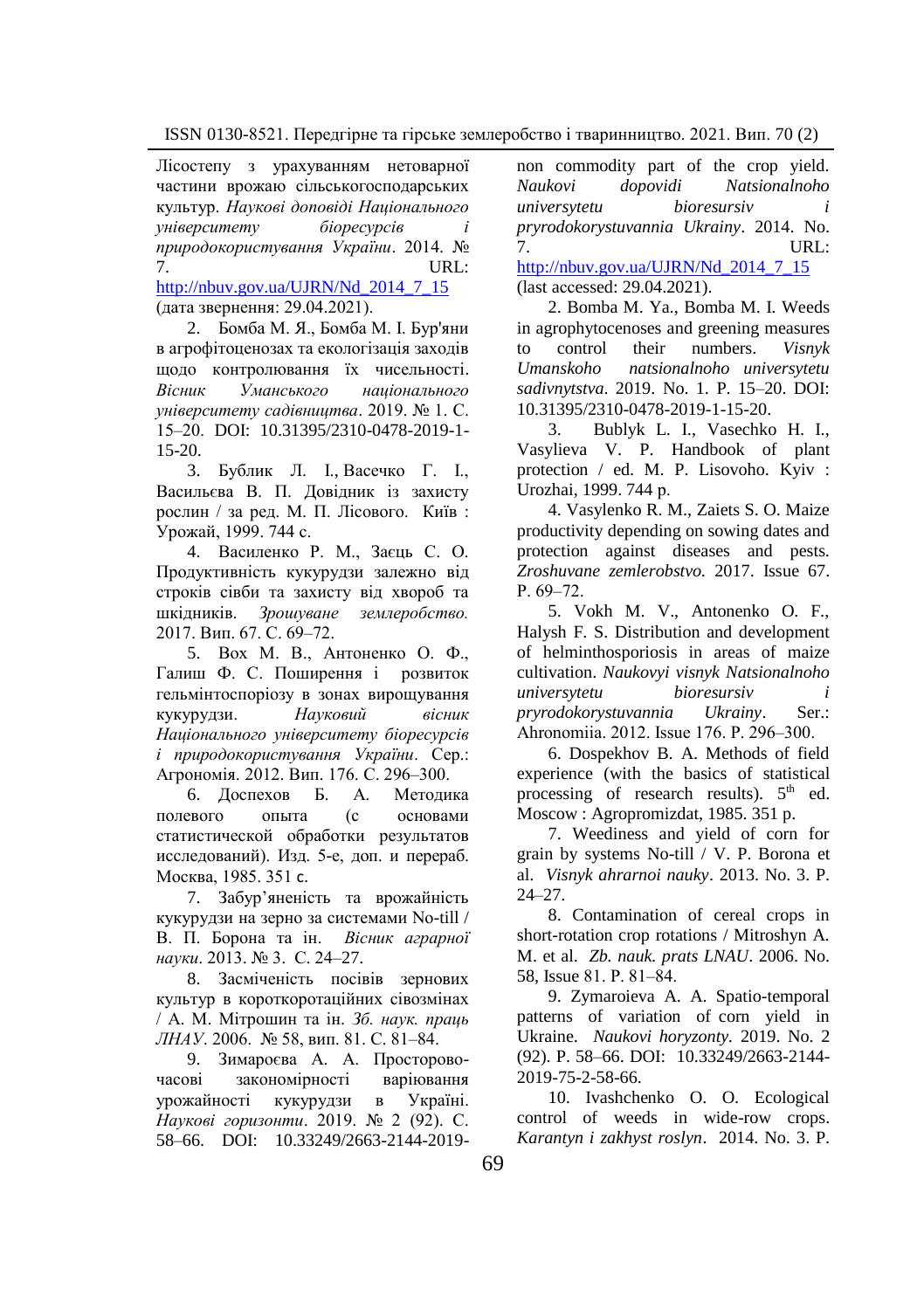Лісостепу з урахуванням нетоварної частини врожаю сільськогосподарських культур. *Наукові доповіді Національного університету біоресурсів і природокористування України*. 2014. № 7. URL: http://nbuv.gov.ua/UJRN/Nd_2014_7_15 (дата звернення: 29.04.2021).

2. Бомба М. Я., Бомба М. І. Бур'яни в агрофітоценозах та екологізація заходів щодо контролювання їх чисельності. *Вісник Уманського національного університету садівництва*. 2019. № 1. С. 15–20. DOI: 10.31395/2310-0478-2019-1-15-20.

3. Бублик Л. І., Васечко Г. І., Васильєва В. П. Довідник із захисту рослин / за ред. М. П. Лісового. Київ : Урожай, 1999. 744 с.

4. Василенко Р. М., Заєць С. О. Продуктивність кукурудзи залежно від строків сівби та захисту від хвороб та шкідників. *Зрошуване землеробство.* 2017. Вип. 67. С. 69–72.

5. Вох М. В., Антоненко О. Ф., Галиш Ф. С. Поширення і розвиток гельмінтоспоріозу в зонах вирощування кукурудзи. *Науковий вісник Національного університету біоресурсів і природокористування України*. Сер.: Агрономія. 2012. Вип. 176. С. 296–300.

6. Доспехов Б. А. Методика полевого опыта (с основами статистической обработки результатов исследований). Изд. 5-е, доп. и перераб. Москва, 1985. 351 с.

7. Забур'яненість та врожайність кукурудзи на зерно за системами No-till / В. П. Борона та ін. *Вісник аграрної науки*. 2013. № 3. С. 24–27.

8. Засміченість посівів зернових культур в короткоротаційних сівозмінах / А. М. Мітрошин та ін. *Зб. наук. праць ЛНАУ*. 2006. № 58, вип. 81. С. 81–84.

9. Зимароєва А. А. Просторово-часові закономірності варіювання урожайності кукурудзи в Україні. *Наукові горизонти*. 2019. № 2 (92). С. 58–66. DOI: 10.33249/2663-2144-2019-

non commodity part of the crop yield. *Naukovi dopovidi Natsionalnoho universytetu bioresursiv i pryrodokorystuvannia Ukrainy*. 2014. No. 7. URL: http://nbuv.gov.ua/UJRN/Nd_2014_7_15 (last accessed: 29.04.2021).

2. Bomba M. Ya., Bomba M. I. Weeds in agrophytocenoses and greening measures to control their numbers. *Visnyk Umanskoho natsionalnoho universytetu sadivnytstva*. 2019. No. 1. P. 15–20. DOI: 10.31395/2310-0478-2019-1-15-20.

3. Bublyk L. I., Vasechko H. I., Vasylieva V. P. Handbook of plant protection / ed. M. P. Lisovoho. Kyiv : Urozhai, 1999. 744 p.

4. Vasylenko R. M., Zaiets S. O. Maize productivity depending on sowing dates and protection against diseases and pests. *Zroshuvane zemlerobstvo.* 2017. Issue 67. P. 69–72.

5. Vokh M. V., Antonenko O. F., Halysh F. S. Distribution and development of helminthosporiosis in areas of maize cultivation. *Naukovyi visnyk Natsionalnoho universytetu bioresursiv i pryrodokorystuvannia Ukrainy*. Ser.: Ahronomiia. 2012. Issue 176. P. 296–300.

6. Dospekhov B. A. Methods of field experience (with the basics of statistical processing of research results). 5th ed. Moscow : Agropromizdat, 1985. 351 p.

7. Weediness and yield of corn for grain by systems No-till / V. P. Borona et al. *Visnyk ahrarnoi nauky*. 2013. No. 3. P. 24–27.

8. Contamination of cereal crops in short-rotation crop rotations / Mitroshyn A. M. et al. *Zb. nauk. prats LNAU*. 2006. No. 58, Issue 81. P. 81–84.

9. Zymaroieva A. A. Spatio-temporal patterns of variation of corn yield in Ukraine. *Naukovi horyzonty*. 2019. No. 2 (92). P. 58–66. DOI: 10.33249/2663-2144-2019-75-2-58-66.

10. Ivashchenko O. O. Ecological control of weeds in wide-row crops. *Karantyn i zakhyst roslyn*. 2014. No. 3. P.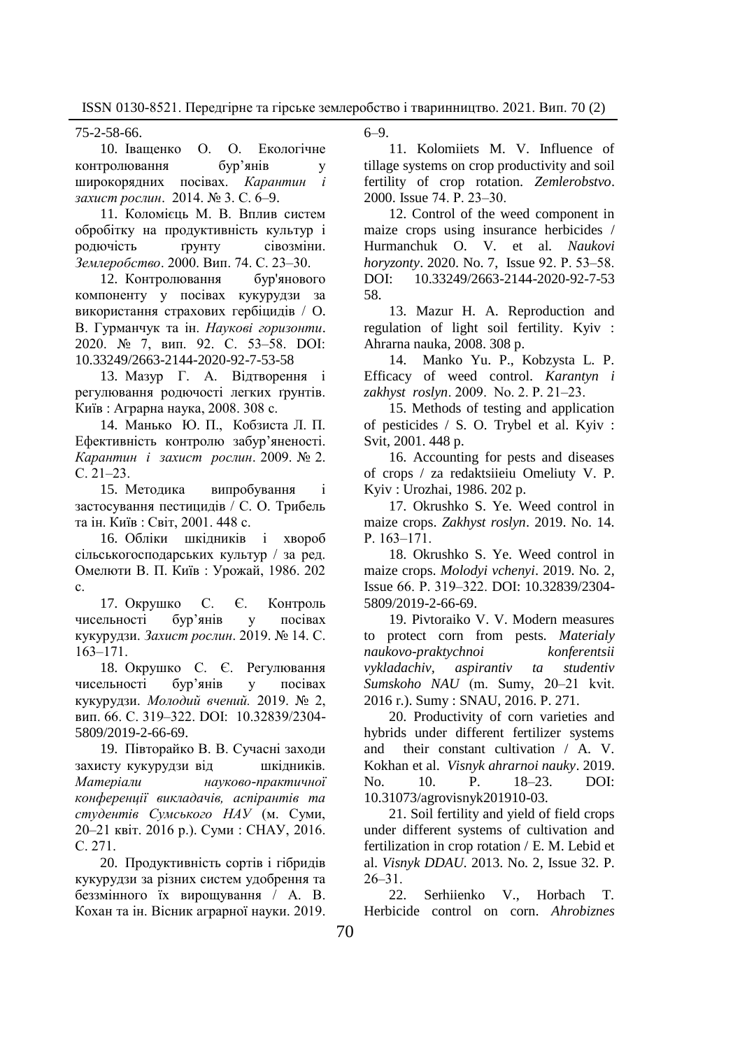75-2-58-66.

10. Іващенко О. О. Екологічне контролювання бур'янів у широкорядних посівах. *Карантин і захист рослин*. 2014. № 3. С. 6–9.

11. Коломієць М. В. Вплив систем обробітку на продуктивність культур і родючість ґрунту сівозміни. *Землеробство*. 2000. Вип. 74. С. 23–30.

12. Контролювання бур'янового компоненту у посівах кукурудзи за використання страхових гербіцидів / О. В. Гурманчук та ін. *Наукові горизонти*. 2020. № 7, вип. 92. С. 53–58. DOI: 10.33249/2663-2144-2020-92-7-53-58

13. Мазур Г. А. Відтворення і регулювання родючості легких ґрунтів. Київ : Аграрна наука, 2008. 308 с.

14. Манько Ю. П., Кобзиста Л. П. Ефективність контролю забур'яненості. *Карантин і захист рослин*. 2009. № 2. С. 21–23.

15. Методика випробування і застосування пестицидів / С. О. Трибель та ін. Київ : Світ, 2001. 448 с.

16. Обліки шкідників і хвороб сільськогосподарських культур / за ред. Омелюти В. П. Київ : Урожай, 1986. 202 с.

17. Окрушко С. Є. Контроль чисельності бур'янів у посівах кукурудзи. *Захист рослин*. 2019. № 14. С. 163–171.

18. Окрушко С. Є. Регулювання чисельності бур'янів у посівах кукурудзи. *Молодий вчений.* 2019. № 2, вип. 66. С. 319–322. DOI: 10.32839/2304-5809/2019-2-66-69.

19. Півторайко В. В. Сучасні заходи захисту кукурудзи від шкідників. *Матеріали науково-практичної конференції викладачів, аспірантів та студентів Сумського НАУ* (м. Суми, 20–21 квіт. 2016 р.). Суми : СНАУ, 2016. С. 271.

20. Продуктивність сортів і гібридів кукурудзи за різних систем удобрення та беззмінного їх вирощування / А. В. Кохан та ін. Вісник аграрної науки. 2019. 6–9.

11. Kolomiiets M. V. Influence of tillage systems on crop productivity and soil fertility of crop rotation. *Zemlerobstvo*. 2000. Issue 74. P. 23–30.

12. Control of the weed component in maize crops using insurance herbicides / Hurmanchuk O. V. et al. *Naukovi horyzonty*. 2020. No. 7, Issue 92. P. 53–58. DOI: 10.33249/2663-2144-2020-92-7-53 58.

13. Mazur H. A. Reproduction and regulation of light soil fertility. Kyiv : Ahrarna nauka, 2008. 308 p.

14. Manko Yu. P., Kobzysta L. P. Efficacy of weed control. *Karantyn i zakhyst roslyn*. 2009. No. 2. P. 21–23.

15. Methods of testing and application of pesticides / S. O. Trybel et al. Kyiv : Svit, 2001. 448 p.

16. Accounting for pests and diseases of crops / za redaktsiieiu Omeliuty V. P. Kyiv : Urozhai, 1986. 202 p.

17. Okrushko S. Ye. Weed control in maize crops. *Zakhyst roslyn*. 2019. No. 14. P. 163–171.

18. Okrushko S. Ye. Weed control in maize crops. *Molodyi vchenyi*. 2019. No. 2, Issue 66. P. 319–322. DOI: 10.32839/2304-5809/2019-2-66-69.

19. Pivtoraiko V. V. Modern measures to protect corn from pests. *Materialy naukovo-praktychnoi konferentsii vykladachiv, aspirantiv ta studentiv Sumskoho NAU* (m. Sumy, 20–21 kvit. 2016 r.). Sumy : SNAU, 2016. P. 271.

20. Productivity of corn varieties and hybrids under different fertilizer systems and their constant cultivation / A. V. Kokhan et al. *Visnyk ahrarnoi nauky*. 2019. No. 10. P. 18–23. DOI: 10.31073/agrovisnyk201910-03.

21. Soil fertility and yield of field crops under different systems of cultivation and fertilization in crop rotation / E. M. Lebid et al. *Visnyk DDAU*. 2013. No. 2, Issue 32. P. 26–31.

22. Serhiienko V., Horbach T. Herbicide control on corn. *Ahrobiznes*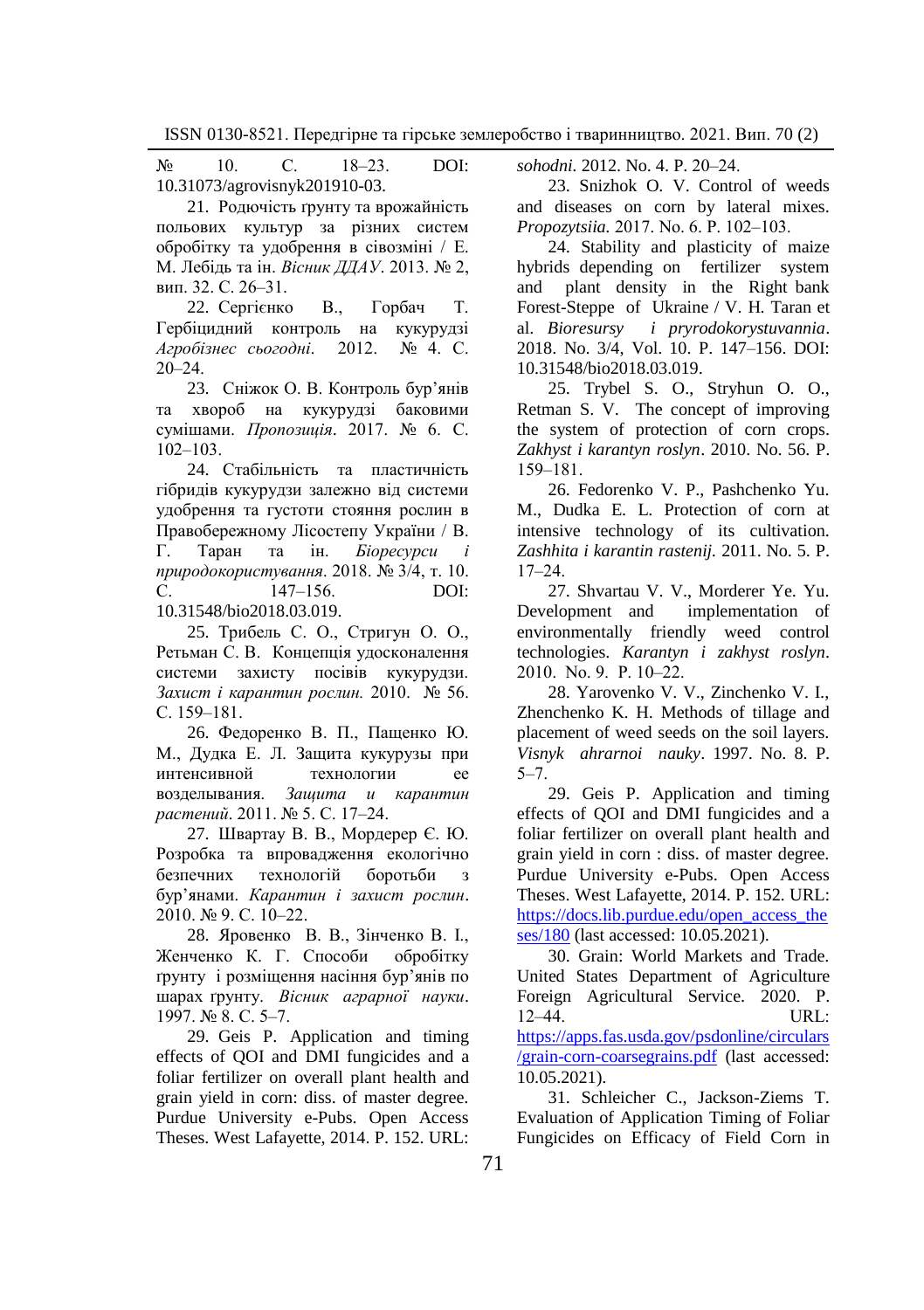№ 10. С. 18–23. DOI: 10.31073/agrovisnyk201910-03.

21. Родючість ґрунту та врожайність польових культур за різних систем обробітку та удобрення в сівозміні / Е. М. Лебідь та ін. *Вісник ДДАУ*. 2013. № 2, вип. 32. С. 26–31.

22. Сергієнко В., Горбач Т. Гербіцидний контроль на кукурудзі *Агробізнес сьогодні*. 2012. № 4. С. 20–24.

23. Сніжок О. В. Контроль бур'янів та хвороб на кукурудзі баковими сумішами. *Пропозиція*. 2017. № 6. С. 102–103.

24. Стабільність та пластичність гібридів кукурудзи залежно від системи удобрення та густоти стояння рослин в Правобережному Лісостепу України / В. Г. Таран та ін. *Біоресурси і природокористування*. 2018. № 3/4, т. 10. С. 147–156. DOI: 10.31548/bio2018.03.019.

25. Трибель С. О., Стригун О. О., Ретьман С. В. Концепція удосконалення системи захисту посівів кукурудзи. *Захист і карантин рослин.* 2010. № 56. С. 159–181.

26. Федоренко В. П., Пащенко Ю. М., Дудка Е. Л. Защита кукурузы при интенсивной технологии ее возделывания. *Защита и карантин растений*. 2011. № 5. С. 17–24.

27. Швартау В. В., Мордерер Є. Ю. Розробка та впровадження екологічно безпечних технологій боротьби з бур'янами. *Карантин і захист рослин*. 2010. № 9. С. 10–22.

28. Яровенко В. В., Зінченко В. І., Женченко К. Г. Способи обробітку грунту і розміщення насіння бур'янів по шарах грунту. *Вісник аграрної науки*. 1997. № 8. С. 5–7.

29. Geis P. Application and timing effects of QOI and DMI fungicides and a foliar fertilizer on overall plant health and grain yield in corn: diss. of master degree. Purdue University e-Pubs. Open Access Theses. West Lafayette, 2014. P. 152. URL: *sohodni.* 2012. No. 4. P. 20–24.

23. Snizhok O. V. Control of weeds and diseases on corn by lateral mixes. *Propozytsiia.* 2017. No. 6. P. 102–103.

24. Stability and plasticity of maize hybrids depending on fertilizer system and plant density in the Right bank Forest-Steppe of Ukraine / V. H. Taran et al. *Bioresursy i pryrodokorystuvannia*. 2018. No. 3/4, Vol. 10. P. 147–156. DOI: 10.31548/bio2018.03.019.

25. Trybel S. O., Stryhun O. O., Retman S. V. The concept of improving the system of protection of corn crops. *Zakhyst i karantyn roslyn*. 2010. No. 56. P. 159–181.

26. Fedorenko V. P., Pashchenko Yu. M., Dudka E. L. Protection of corn at intensive technology of its cultivation. *Zashhita i karantin rastenij.* 2011. No. 5. P. 17–24.

27. Shvartau V. V., Morderer Ye. Yu. Development and implementation of environmentally friendly weed control technologies. *Karantyn i zakhyst roslyn*. 2010. No. 9. P. 10–22.

28. Yarovenko V. V., Zinchenko V. I., Zhenchenko K. H. Methods of tillage and placement of weed seeds on the soil layers. *Visnyk ahrarnoi nauky*. 1997. No. 8. P. 5–7.

29. Geis P. Application and timing effects of QOI and DMI fungicides and a foliar fertilizer on overall plant health and grain yield in corn : diss. of master degree. Purdue University e-Pubs. Open Access Theses. West Lafayette, 2014. P. 152. URL: https://docs.lib.purdue.edu/open_access_theses/180 (last accessed: 10.05.2021).

30. Grain: World Markets and Trade. United States Department of Agriculture Foreign Agricultural Service. 2020. P. 12–44. URL: https://apps.fas.usda.gov/psdonline/circulars/grain-corn-coarsegrains.pdf (last accessed: 10.05.2021).

31. Schleicher C., Jackson-Ziems T. Evaluation of Application Timing of Foliar Fungicides on Efficacy of Field Corn in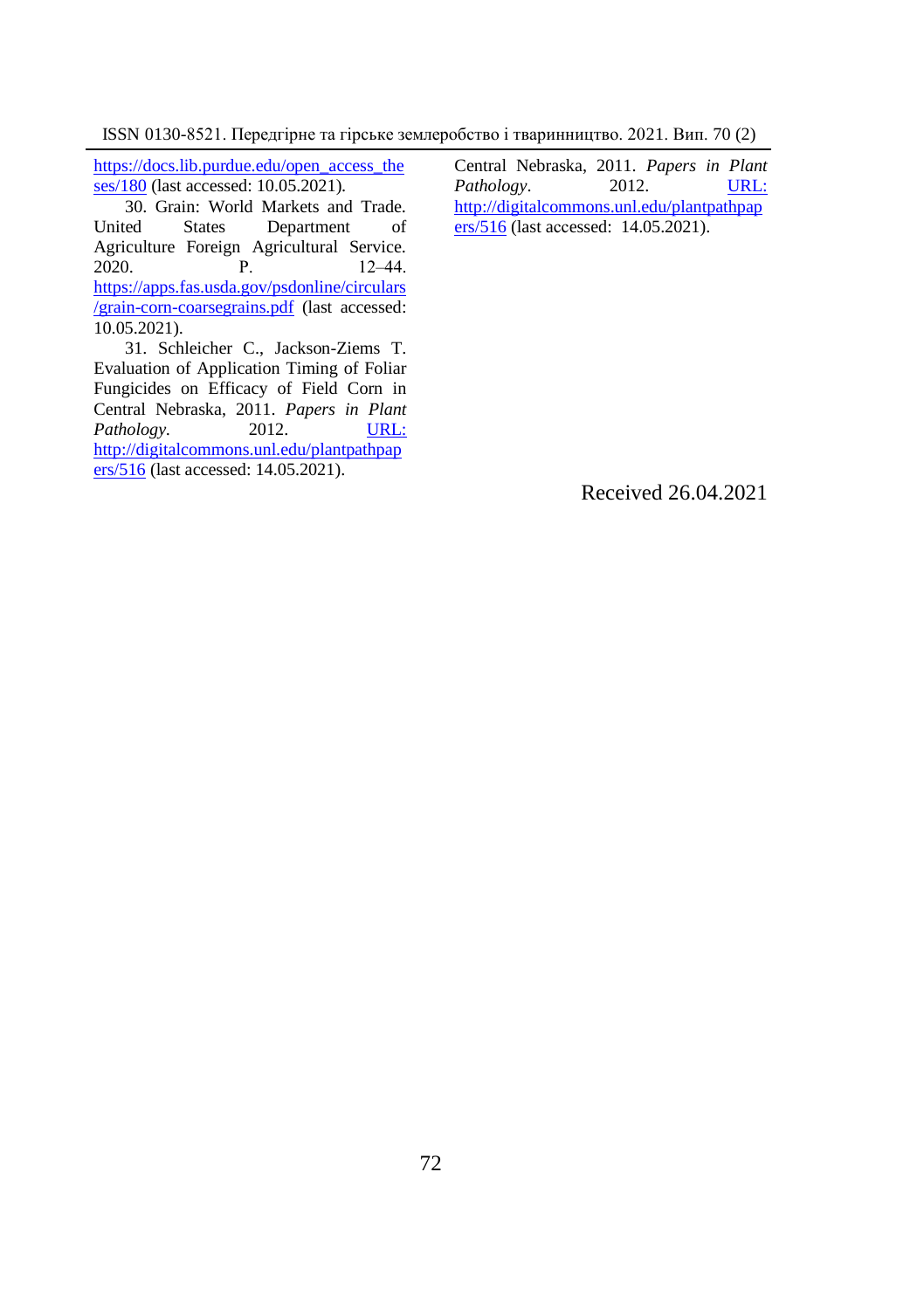https://docs.lib.purdue.edu/open_access_theses/180 (last accessed: 10.05.2021).

30. Grain: World Markets and Trade. United States Department of Agriculture Foreign Agricultural Service. 2020. P. 12–44. https://apps.fas.usda.gov/psdonline/circulars/grain-corn-coarsegrains.pdf (last accessed: 10.05.2021).

31. Schleicher C., Jackson-Ziems T. Evaluation of Application Timing of Foliar Fungicides on Efficacy of Field Corn in Central Nebraska, 2011. *Papers in Plant Pathology.* 2012. URL: http://digitalcommons.unl.edu/plantpathpapers/516 (last accessed: 14.05.2021).

Central Nebraska, 2011. *Papers in Plant Pathology*. 2012. URL: http://digitalcommons.unl.edu/plantpathpapers/516 (last accessed: 14.05.2021).

Received 26.04.2021